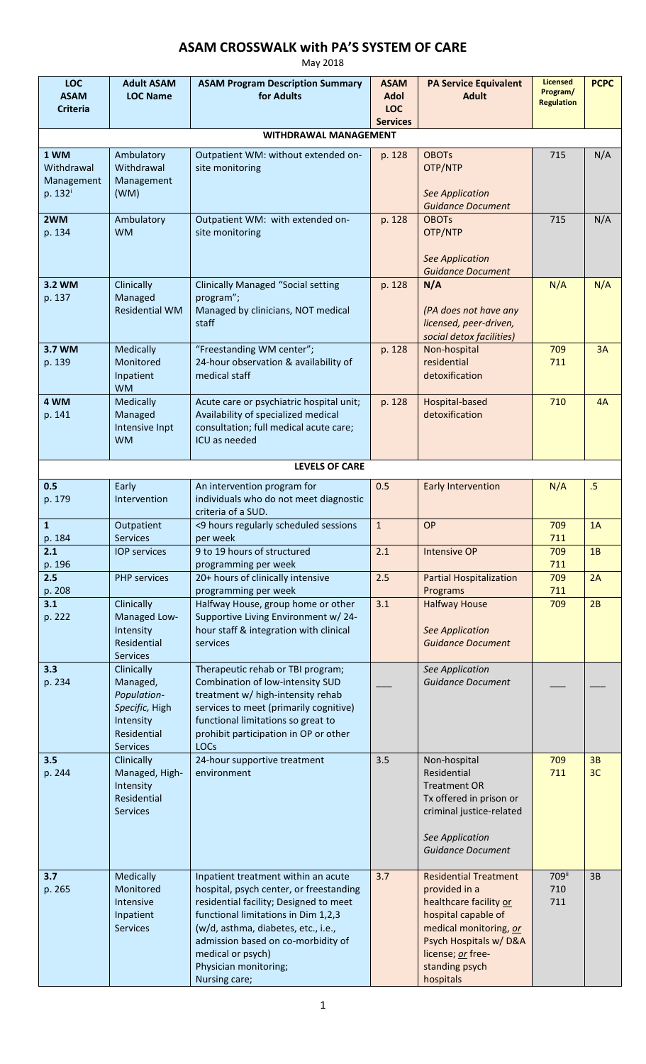# ASAM CROSSWALK with PA'S SYSTEM OF CARE

May 2018

| LOC ASAM Criteria | Adult ASAM LOC Name | ASAM Program Description Summary for Adults | ASAM Adol LOC Services | PA Service Equivalent Adult | Licensed Program/ Regulation | PCPC |
|---|---|---|---|---|---|---|
| **WITHDRAWAL MANAGEMENT** | | | | | | |
| **1 WM** Withdrawal Management p. 132[i] | Ambulatory Withdrawal Management (WM) | Outpatient WM: without extended on-site monitoring | p. 128 | OBOTs OTP/NTP *See Application Guidance Document* | 715 | N/A |
| **2WM** p. 134 | Ambulatory WM | Outpatient WM: with extended on-site monitoring | p. 128 | OBOTs OTP/NTP *See Application Guidance Document* | 715 | N/A |
| **3.2 WM** p. 137 | Clinically Managed Residential WM | Clinically Managed "Social setting program"; Managed by clinicians, NOT medical staff | p. 128 | **N/A** *(PA does not have any licensed, peer-driven, social detox facilities)* | N/A | N/A |
| **3.7 WM** p. 139 | Medically Monitored Inpatient WM | "Freestanding WM center"; 24-hour observation & availability of medical staff | p. 128 | Non-hospital residential detoxification | 709 711 | 3A |
| **4 WM** p. 141 | Medically Managed Intensive Inpt WM | Acute care or psychiatric hospital unit; Availability of specialized medical consultation; full medical acute care; ICU as needed | p. 128 | Hospital-based detoxification | 710 | 4A |
| **LEVELS OF CARE** | | | | | | |
| **0.5** p. 179 | Early Intervention | An intervention program for individuals who do not meet diagnostic criteria of a SUD. | 0.5 | Early Intervention | N/A | .5 |
| **1** p. 184 | Outpatient Services | <9 hours regularly scheduled sessions per week | 1 | OP | 709 711 | 1A |
| **2.1** p. 196 | IOP services | 9 to 19 hours of structured programming per week | 2.1 | Intensive OP | 709 711 | 1B |
| **2.5** p. 208 | PHP services | 20+ hours of clinically intensive programming per week | 2.5 | Partial Hospitalization Programs | 709 711 | 2A |
| **3.1** p. 222 | Clinically Managed Low-Intensity Residential Services | Halfway House, group home or other Supportive Living Environment w/ 24-hour staff & integration with clinical services | 3.1 | Halfway House *See Application Guidance Document* | 709 | 2B |
| **3.3** p. 234 | Clinically Managed, *Population-Specific,* High Intensity Residential Services | Therapeutic rehab or TBI program; Combination of low-intensity SUD treatment w/ high-intensity rehab services to meet (primarily cognitive) functional limitations so great to prohibit participation in OP or other LOCs | ___ | *See Application Guidance Document* | ___ | ___ |
| **3.5** p. 244 | Clinically Managed, High-Intensity Residential Services | 24-hour supportive treatment environment | 3.5 | Non-hospital Residential Treatment OR Tx offered in prison or criminal justice-related *See Application Guidance Document* | 709 711 | 3B 3C |
| **3.7** p. 265 | Medically Monitored Intensive Inpatient Services | Inpatient treatment within an acute hospital, psych center, or freestanding residential facility; Designed to meet functional limitations in Dim 1,2,3 (w/d, asthma, diabetes, etc., i.e., admission based on co-morbidity of medical or psych) Physician monitoring; Nursing care; | 3.7 | Residential Treatment provided in a healthcare facility *or* hospital capable of medical monitoring, *or* Psych Hospitals w/ D&A license; *or* free-standing psych hospitals | 709[ii] 710 711 | 3B |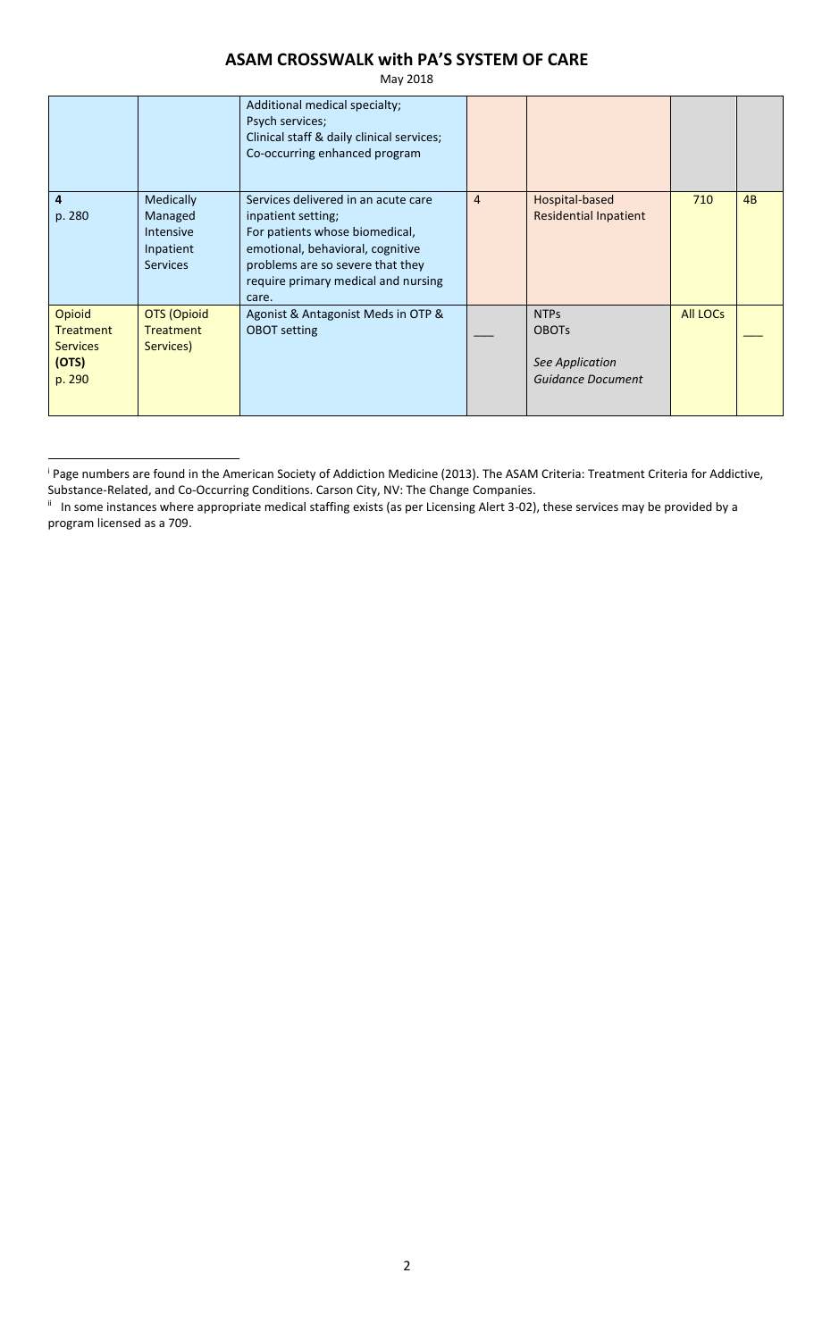# ASAM CROSSWALK with PA'S SYSTEM OF CARE

May 2018

| | | | | | | |
|---|---|---|---|---|---|---|
| | | Additional medical specialty;<br>Psych services;<br>Clinical staff & daily clinical services;<br>Co-occurring enhanced program | | | | |
| **4**<br>p. 280 | Medically Managed Intensive Inpatient Services | Services delivered in an acute care inpatient setting;<br>For patients whose biomedical, emotional, behavioral, cognitive problems are so severe that they require primary medical and nursing care. | 4 | Hospital-based Residential Inpatient | 710 | 4B |
| Opioid Treatment Services **(OTS)**<br>p. 290 | OTS (Opioid Treatment Services) | Agonist & Antagonist Meds in OTP & OBOT setting | ___ | NTPs<br>OBOTs<br>*See Application Guidance Document* | All LOCs | ___ |

[i] Page numbers are found in the American Society of Addiction Medicine (2013). The ASAM Criteria: Treatment Criteria for Addictive, Substance-Related, and Co-Occurring Conditions. Carson City, NV: The Change Companies.

[ii] In some instances where appropriate medical staffing exists (as per Licensing Alert 3-02), these services may be provided by a program licensed as a 709.